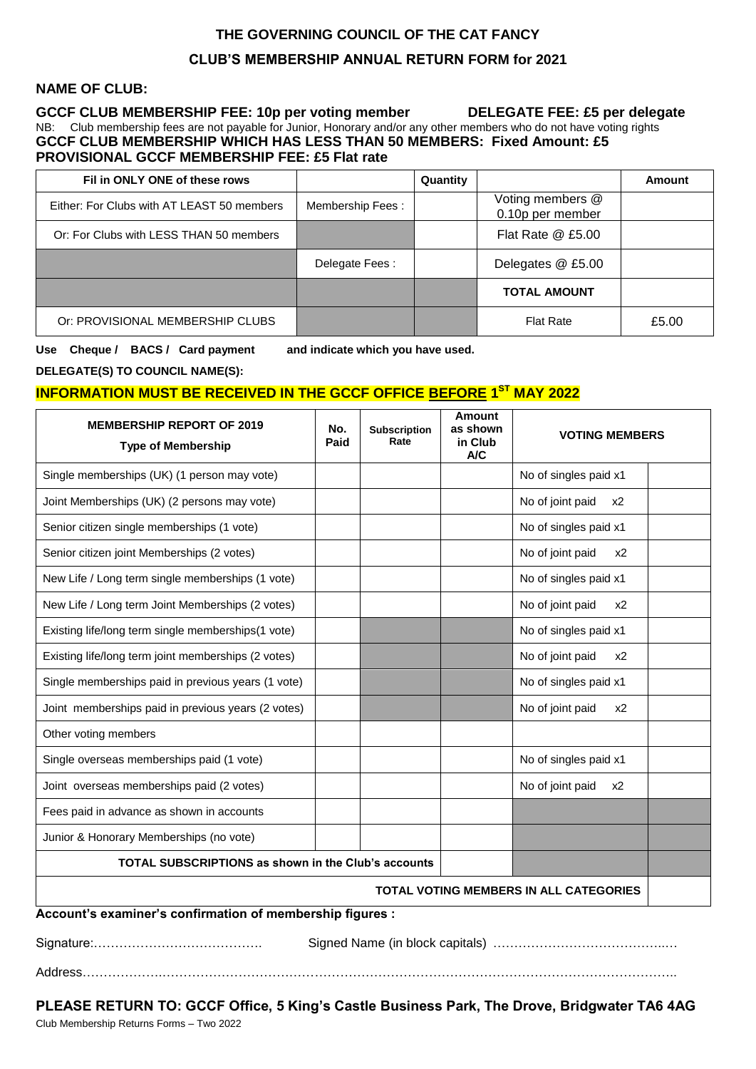# THE GOVERNING COUNCIL OF THE CAT FANCY

## CLUB'S MEMBERSHIP ANNUAL RETURN FORM for 2021

**NAME OF CLUB:**

**GCCF CLUB MEMBERSHIP FEE: 10p per voting member** **DELEGATE FEE: £5 per delegate**

NB: Club membership fees are not payable for Junior, Honorary and/or any other members who do not have voting rights

**GCCF CLUB MEMBERSHIP WHICH HAS LESS THAN 50 MEMBERS: Fixed Amount: £5**

**PROVISIONAL GCCF MEMBERSHIP FEE: £5 Flat rate**

| Fil in ONLY ONE of these rows | | Quantity | | Amount |
|---|---|---|---|---|
| Either: For Clubs with AT LEAST 50 members | Membership Fees : | | Voting members @ 0.10p per member | |
| Or: For Clubs with LESS THAN 50 members | | | Flat Rate @ £5.00 | |
| | Delegate Fees : | | Delegates @ £5.00 | |
| | | | **TOTAL AMOUNT** | |
| Or: PROVISIONAL MEMBERSHIP CLUBS | | | Flat Rate | £5.00 |

**Use Cheque / BACS / Card payment and indicate which you have used.**

**DELEGATE(S) TO COUNCIL NAME(S):**

**INFORMATION MUST BE RECEIVED IN THE GCCF OFFICE BEFORE 1ST MAY 2022**

| MEMBERSHIP REPORT OF 2019 Type of Membership | No. Paid | Subscription Rate | Amount as shown in Club A/C | VOTING MEMBERS | |
|---|---|---|---|---|---|
| Single memberships (UK) (1 person may vote) | | | | No of singles paid x1 | |
| Joint Memberships (UK) (2 persons may vote) | | | | No of joint paid x2 | |
| Senior citizen single memberships (1 vote) | | | | No of singles paid x1 | |
| Senior citizen joint Memberships (2 votes) | | | | No of joint paid x2 | |
| New Life / Long term single memberships (1 vote) | | | | No of singles paid x1 | |
| New Life / Long term Joint Memberships (2 votes) | | | | No of joint paid x2 | |
| Existing life/long term single memberships(1 vote) | | | | No of singles paid x1 | |
| Existing life/long term joint memberships (2 votes) | | | | No of joint paid x2 | |
| Single memberships paid in previous years (1 vote) | | | | No of singles paid x1 | |
| Joint memberships paid in previous years (2 votes) | | | | No of joint paid x2 | |
| Other voting members | | | | | |
| Single overseas memberships paid (1 vote) | | | | No of singles paid x1 | |
| Joint overseas memberships paid (2 votes) | | | | No of joint paid x2 | |
| Fees paid in advance as shown in accounts | | | | | |
| Junior & Honorary Memberships (no vote) | | | | | |
| **TOTAL SUBSCRIPTIONS as shown in the Club's accounts** | | | | | |
| **TOTAL VOTING MEMBERS IN ALL CATEGORIES** | | | | | |

**Account's examiner's confirmation of membership figures :**

Signature:…………………………………. Signed Name (in block capitals) …………………………………..…

Address………………….……………………….…………………………………………………………………………..

**PLEASE RETURN TO: GCCF Office, 5 King's Castle Business Park, The Drove, Bridgwater TA6 4AG**

Club Membership Returns Forms – Two 2022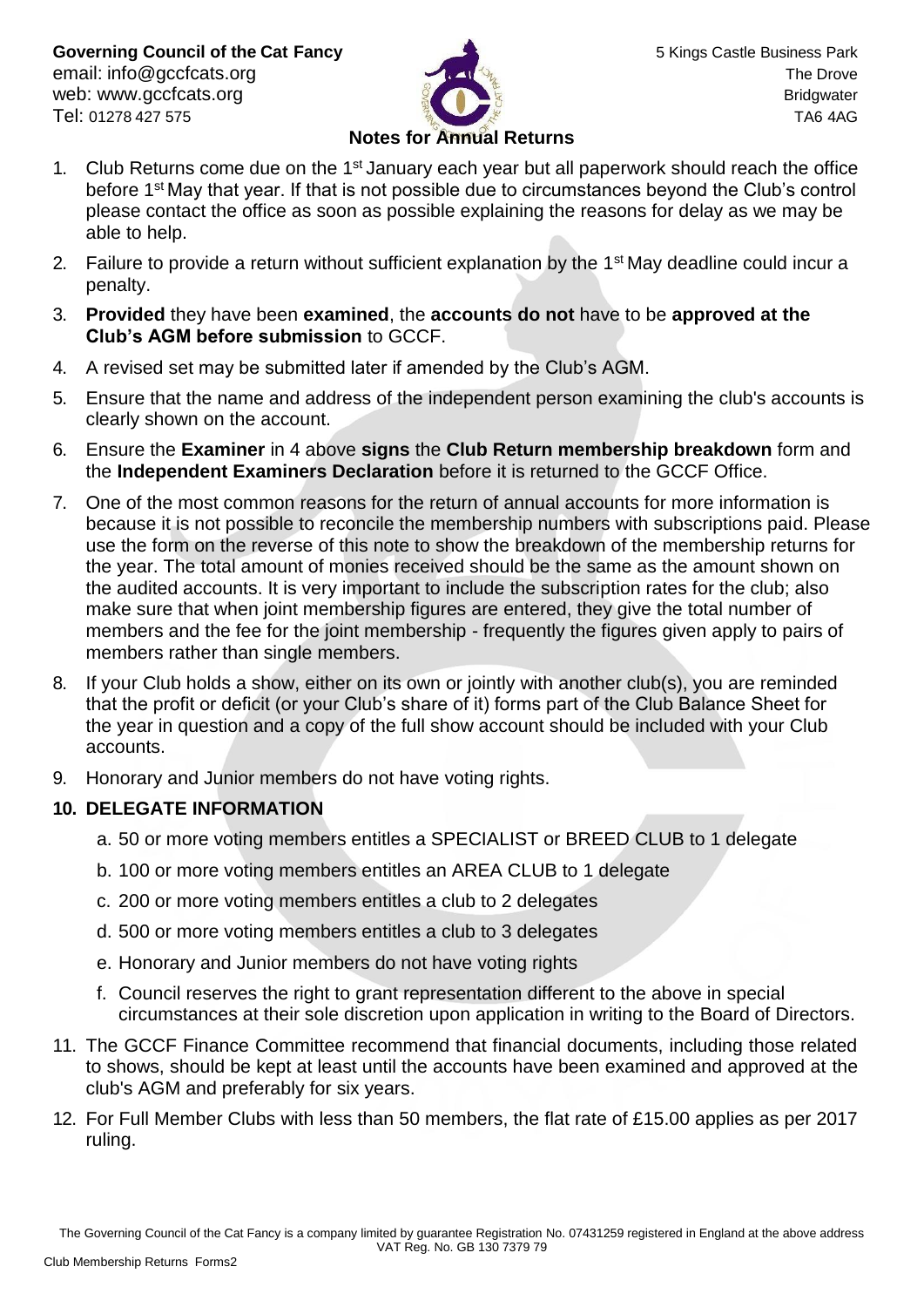**Governing Council of the Cat Fancy**
email: info@gccfcats.org
web: www.gccfcats.org
Tel: 01278 427 575

5 Kings Castle Business Park
The Drove
Bridgwater
TA6 4AG

## Notes for Annual Returns

1. Club Returns come due on the 1st January each year but all paperwork should reach the office before 1st May that year. If that is not possible due to circumstances beyond the Club's control please contact the office as soon as possible explaining the reasons for delay as we may be able to help.
2. Failure to provide a return without sufficient explanation by the 1st May deadline could incur a penalty.
3. **Provided** they have been **examined**, the **accounts do not** have to be **approved at the Club's AGM before submission** to GCCF.
4. A revised set may be submitted later if amended by the Club's AGM.
5. Ensure that the name and address of the independent person examining the club's accounts is clearly shown on the account.
6. Ensure the **Examiner** in 4 above **signs** the **Club Return membership breakdown** form and the **Independent Examiners Declaration** before it is returned to the GCCF Office.
7. One of the most common reasons for the return of annual accounts for more information is because it is not possible to reconcile the membership numbers with subscriptions paid. Please use the form on the reverse of this note to show the breakdown of the membership returns for the year. The total amount of monies received should be the same as the amount shown on the audited accounts. It is very important to include the subscription rates for the club; also make sure that when joint membership figures are entered, they give the total number of members and the fee for the joint membership - frequently the figures given apply to pairs of members rather than single members.
8. If your Club holds a show, either on its own or jointly with another club(s), you are reminded that the profit or deficit (or your Club's share of it) forms part of the Club Balance Sheet for the year in question and a copy of the full show account should be included with your Club accounts.
9. Honorary and Junior members do not have voting rights.
10. **DELEGATE INFORMATION**
    a. 50 or more voting members entitles a SPECIALIST or BREED CLUB to 1 delegate
    b. 100 or more voting members entitles an AREA CLUB to 1 delegate
    c. 200 or more voting members entitles a club to 2 delegates
    d. 500 or more voting members entitles a club to 3 delegates
    e. Honorary and Junior members do not have voting rights
    f. Council reserves the right to grant representation different to the above in special circumstances at their sole discretion upon application in writing to the Board of Directors.
11. The GCCF Finance Committee recommend that financial documents, including those related to shows, should be kept at least until the accounts have been examined and approved at the club's AGM and preferably for six years.
12. For Full Member Clubs with less than 50 members, the flat rate of £15.00 applies as per 2017 ruling.

The Governing Council of the Cat Fancy is a company limited by guarantee Registration No. 07431259 registered in England at the above address
VAT Reg. No. GB 130 7379 79

Club Membership Returns Forms2